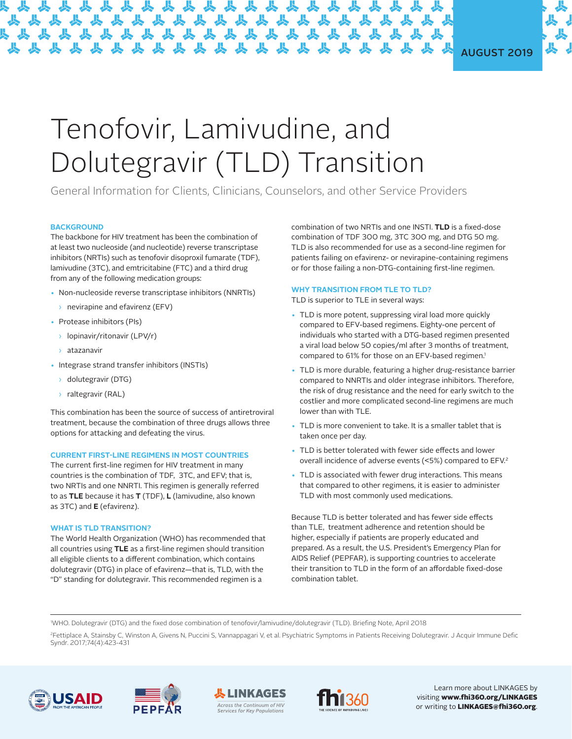AUGUST 2019

# Tenofovir, Lamivudine, and Dolutegravir (TLD) Transition

General Information for Clients, Clinicians, Counselors, and other Service Providers

## BACKGROUND

The backbone for HIV treatment has been the combination of at least two nucleoside (and nucleotide) reverse transcriptase inhibitors (NRTIs) such as tenofovir disoproxil fumarate (TDF), lamivudine (3TC), and emtricitabine (FTC) and a third drug from any of the following medication groups:

- Non-nucleoside reverse transcriptase inhibitors (NNRTIs)
  - nevirapine and efavirenz (EFV)
- Protease inhibitors (PIs)
  - lopinavir/ritonavir (LPV/r)
  - atazanavir
- Integrase strand transfer inhibitors (INSTIs)
  - dolutegravir (DTG)
  - raltegravir (RAL)

This combination has been the source of success of antiretroviral treatment, because the combination of three drugs allows three options for attacking and defeating the virus.

## CURRENT FIRST-LINE REGIMENS IN MOST COUNTRIES

The current first-line regimen for HIV treatment in many countries is the combination of TDF, 3TC, and EFV; that is, two NRTIs and one NNRTI. This regimen is generally referred to as **TLE** because it has **T** (TDF), **L** (lamivudine, also known as 3TC) and **E** (efavirenz).

## WHAT IS TLD TRANSITION?

The World Health Organization (WHO) has recommended that all countries using **TLE** as a first-line regimen should transition all eligible clients to a different combination, which contains dolutegravir (DTG) in place of efavirenz—that is, TLD, with the "D" standing for dolutegravir. This recommended regimen is a combination of two NRTIs and one INSTI. **TLD** is a fixed-dose combination of TDF 300 mg, 3TC 300 mg, and DTG 50 mg. TLD is also recommended for use as a second-line regimen for patients failing on efavirenz- or nevirapine-containing regimens or for those failing a non-DTG-containing first-line regimen.

## WHY TRANSITION FROM TLE TO TLD?

TLD is superior to TLE in several ways:

- TLD is more potent, suppressing viral load more quickly compared to EFV-based regimens. Eighty-one percent of individuals who started with a DTG-based regimen presented a viral load below 50 copies/ml after 3 months of treatment, compared to 61% for those on an EFV-based regimen.[1]
- TLD is more durable, featuring a higher drug-resistance barrier compared to NNRTIs and older integrase inhibitors. Therefore, the risk of drug resistance and the need for early switch to the costlier and more complicated second-line regimens are much lower than with TLE.
- TLD is more convenient to take. It is a smaller tablet that is taken once per day.
- TLD is better tolerated with fewer side effects and lower overall incidence of adverse events (<5%) compared to EFV.[2]
- TLD is associated with fewer drug interactions. This means that compared to other regimens, it is easier to administer TLD with most commonly used medications.

Because TLD is better tolerated and has fewer side effects than TLE, treatment adherence and retention should be higher, especially if patients are properly educated and prepared. As a result, the U.S. President's Emergency Plan for AIDS Relief (PEPFAR), is supporting countries to accelerate their transition to TLD in the form of an affordable fixed-dose combination tablet.

---

[1] WHO. Dolutegravir (DTG) and the fixed dose combination of tenofovir/lamivudine/dolutegravir (TLD). Briefing Note, April 2018

[2] Fettiplace A, Stainsby C, Winston A, Givens N, Puccini S, Vannappagari V, et al. Psychiatric Symptoms in Patients Receiving Dolutegravir. J Acquir Immune Defic Syndr. 2017;74(4):423-431

Learn more about LINKAGES by visiting **www.fhi360.org/LINKAGES** or writing to **LINKAGES@fhi360.org**.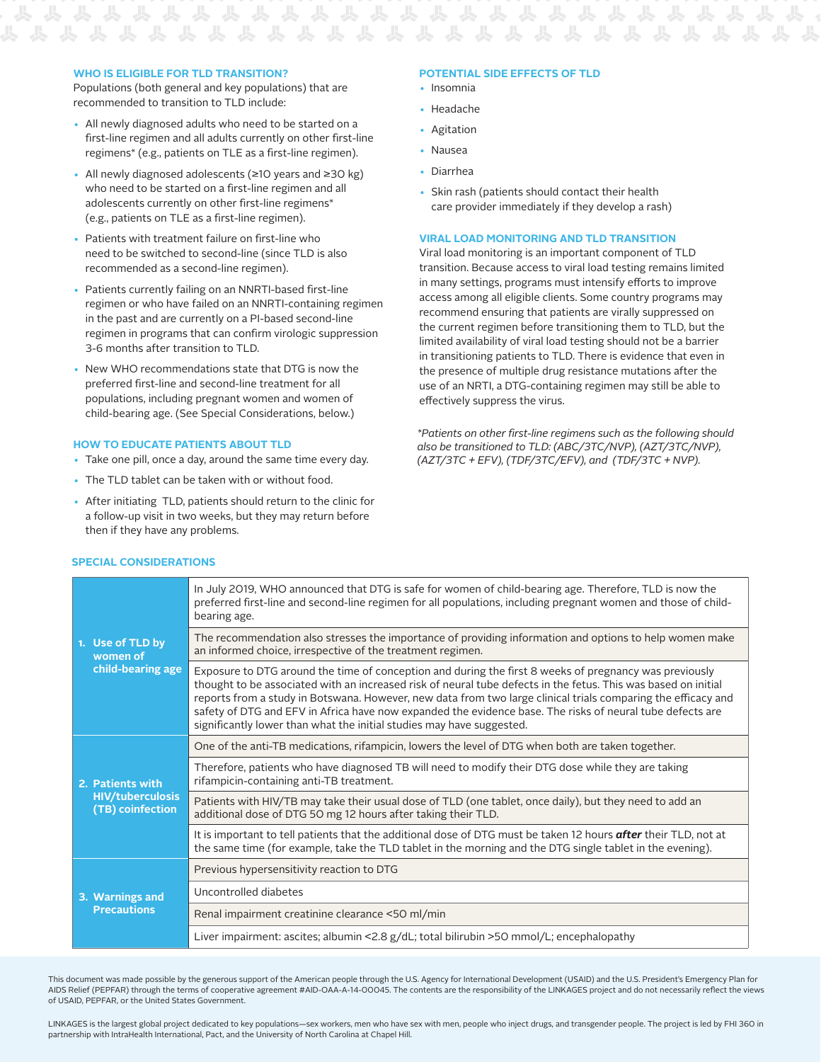## WHO IS ELIGIBLE FOR TLD TRANSITION?

Populations (both general and key populations) that are recommended to transition to TLD include:

- All newly diagnosed adults who need to be started on a first-line regimen and all adults currently on other first-line regimens* (e.g., patients on TLE as a first-line regimen).
- All newly diagnosed adolescents (≥10 years and ≥30 kg) who need to be started on a first-line regimen and all adolescents currently on other first-line regimens* (e.g., patients on TLE as a first-line regimen).
- Patients with treatment failure on first-line who need to be switched to second-line (since TLD is also recommended as a second-line regimen).
- Patients currently failing on an NNRTI-based first-line regimen or who have failed on an NNRTI-containing regimen in the past and are currently on a PI-based second-line regimen in programs that can confirm virologic suppression 3-6 months after transition to TLD.
- New WHO recommendations state that DTG is now the preferred first-line and second-line treatment for all populations, including pregnant women and women of child-bearing age. (See Special Considerations, below.)

## HOW TO EDUCATE PATIENTS ABOUT TLD

- Take one pill, once a day, around the same time every day.
- The TLD tablet can be taken with or without food.
- After initiating TLD, patients should return to the clinic for a follow-up visit in two weeks, but they may return before then if they have any problems.

## POTENTIAL SIDE EFFECTS OF TLD

- Insomnia
- Headache
- Agitation
- Nausea
- Diarrhea
- Skin rash (patients should contact their health care provider immediately if they develop a rash)

## VIRAL LOAD MONITORING AND TLD TRANSITION

Viral load monitoring is an important component of TLD transition. Because access to viral load testing remains limited in many settings, programs must intensify efforts to improve access among all eligible clients. Some country programs may recommend ensuring that patients are virally suppressed on the current regimen before transitioning them to TLD, but the limited availability of viral load testing should not be a barrier in transitioning patients to TLD. There is evidence that even in the presence of multiple drug resistance mutations after the use of an NRTI, a DTG-containing regimen may still be able to effectively suppress the virus.

*\*Patients on other first-line regimens such as the following should also be transitioned to TLD: (ABC/3TC/NVP), (AZT/3TC/NVP), (AZT/3TC + EFV), (TDF/3TC/EFV), and (TDF/3TC + NVP).*

## SPECIAL CONSIDERATIONS

| | |
|---|---|
| **1. Use of TLD by women of child-bearing age** | In July 2019, WHO announced that DTG is safe for women of child-bearing age. Therefore, TLD is now the preferred first-line and second-line regimen for all populations, including pregnant women and those of child-bearing age. |
| | The recommendation also stresses the importance of providing information and options to help women make an informed choice, irrespective of the treatment regimen. |
| | Exposure to DTG around the time of conception and during the first 8 weeks of pregnancy was previously thought to be associated with an increased risk of neural tube defects in the fetus. This was based on initial reports from a study in Botswana. However, new data from two large clinical trials comparing the efficacy and safety of DTG and EFV in Africa have now expanded the evidence base. The risks of neural tube defects are significantly lower than what the initial studies may have suggested. |
| **2. Patients with HIV/tuberculosis (TB) coinfection** | One of the anti-TB medications, rifampicin, lowers the level of DTG when both are taken together. |
| | Therefore, patients who have diagnosed TB will need to modify their DTG dose while they are taking rifampicin-containing anti-TB treatment. |
| | Patients with HIV/TB may take their usual dose of TLD (one tablet, once daily), but they need to add an additional dose of DTG 50 mg 12 hours after taking their TLD. |
| | It is important to tell patients that the additional dose of DTG must be taken 12 hours ***after*** their TLD, not at the same time (for example, take the TLD tablet in the morning and the DTG single tablet in the evening). |
| **3. Warnings and Precautions** | Previous hypersensitivity reaction to DTG |
| | Uncontrolled diabetes |
| | Renal impairment creatinine clearance <50 ml/min |
| | Liver impairment: ascites; albumin <2.8 g/dL; total bilirubin >50 mmol/L; encephalopathy |

This document was made possible by the generous support of the American people through the U.S. Agency for International Development (USAID) and the U.S. President's Emergency Plan for AIDS Relief (PEPFAR) through the terms of cooperative agreement #AID-OAA-A-14-00045. The contents are the responsibility of the LINKAGES project and do not necessarily reflect the views of USAID, PEPFAR, or the United States Government.

LINKAGES is the largest global project dedicated to key populations—sex workers, men who have sex with men, people who inject drugs, and transgender people. The project is led by FHI 360 in partnership with IntraHealth International, Pact, and the University of North Carolina at Chapel Hill.